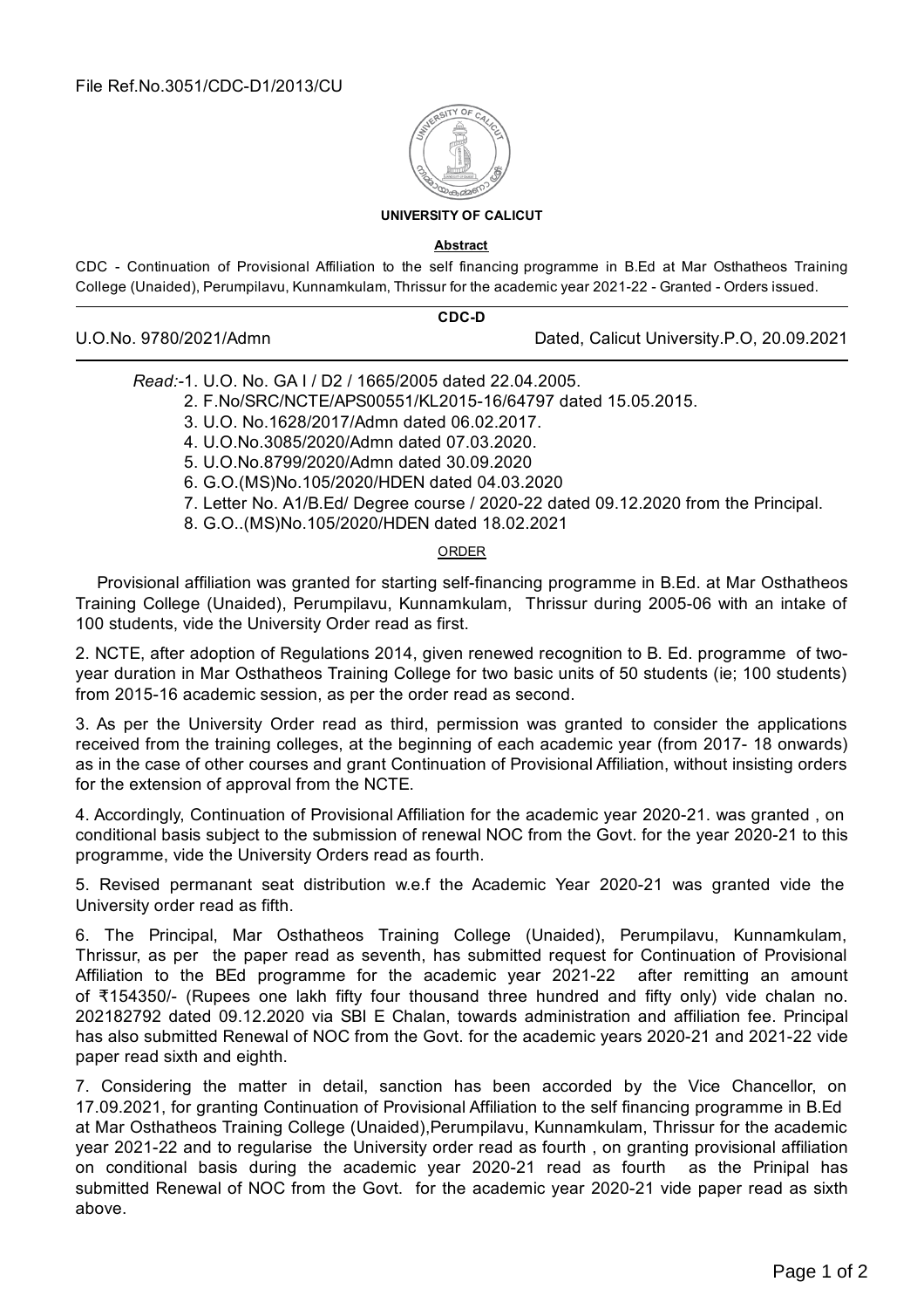File Ref.No.3051/CDC-D1/2013/CU

**UNIVERSITY OF CALICUT**

**Abstract**

CDC - Continuation of Provisional Affiliation to the self financing programme in B.Ed at Mar Osthatheos Training College (Unaided), Perumpilavu, Kunnamkulam, Thrissur for the academic year 2021-22 - Granted - Orders issued.

**CDC-D**

U.O.No. 9780/2021/Admn Dated, Calicut University.P.O, 20.09.2021

*Read:*-1. U.O. No. GA I / D2 / 1665/2005 dated 22.04.2005.
2. F.No/SRC/NCTE/APS00551/KL2015-16/64797 dated 15.05.2015.
3. U.O. No.1628/2017/Admn dated 06.02.2017.
4. U.O.No.3085/2020/Admn dated 07.03.2020.
5. U.O.No.8799/2020/Admn dated 30.09.2020
6. G.O.(MS)No.105/2020/HDEN dated 04.03.2020
7. Letter No. A1/B.Ed/ Degree course / 2020-22 dated 09.12.2020 from the Principal.
8. G.O..(MS)No.105/2020/HDEN dated 18.02.2021

ORDER

Provisional affiliation was granted for starting self-financing programme in B.Ed. at Mar Osthatheos Training College (Unaided), Perumpilavu, Kunnamkulam, Thrissur during 2005-06 with an intake of 100 students, vide the University Order read as first.

2. NCTE, after adoption of Regulations 2014, given renewed recognition to B. Ed. programme of two-year duration in Mar Osthatheos Training College for two basic units of 50 students (ie; 100 students) from 2015-16 academic session, as per the order read as second.

3. As per the University Order read as third, permission was granted to consider the applications received from the training colleges, at the beginning of each academic year (from 2017- 18 onwards) as in the case of other courses and grant Continuation of Provisional Affiliation, without insisting orders for the extension of approval from the NCTE.

4. Accordingly, Continuation of Provisional Affiliation for the academic year 2020-21. was granted , on conditional basis subject to the submission of renewal NOC from the Govt. for the year 2020-21 to this programme, vide the University Orders read as fourth.

5. Revised permanant seat distribution w.e.f the Academic Year 2020-21 was granted vide the University order read as fifth.

6. The Principal, Mar Osthatheos Training College (Unaided), Perumpilavu, Kunnamkulam, Thrissur, as per the paper read as seventh, has submitted request for Continuation of Provisional Affiliation to the BEd programme for the academic year 2021-22 after remitting an amount of ₹154350/- (Rupees one lakh fifty four thousand three hundred and fifty only) vide chalan no. 202182792 dated 09.12.2020 via SBI E Chalan, towards administration and affiliation fee. Principal has also submitted Renewal of NOC from the Govt. for the academic years 2020-21 and 2021-22 vide paper read sixth and eighth.

7. Considering the matter in detail, sanction has been accorded by the Vice Chancellor, on 17.09.2021, for granting Continuation of Provisional Affiliation to the self financing programme in B.Ed at Mar Osthatheos Training College (Unaided),Perumpilavu, Kunnamkulam, Thrissur for the academic year 2021-22 and to regularise the University order read as fourth , on granting provisional affiliation on conditional basis during the academic year 2020-21 read as fourth as the Prinipal has submitted Renewal of NOC from the Govt. for the academic year 2020-21 vide paper read as sixth above.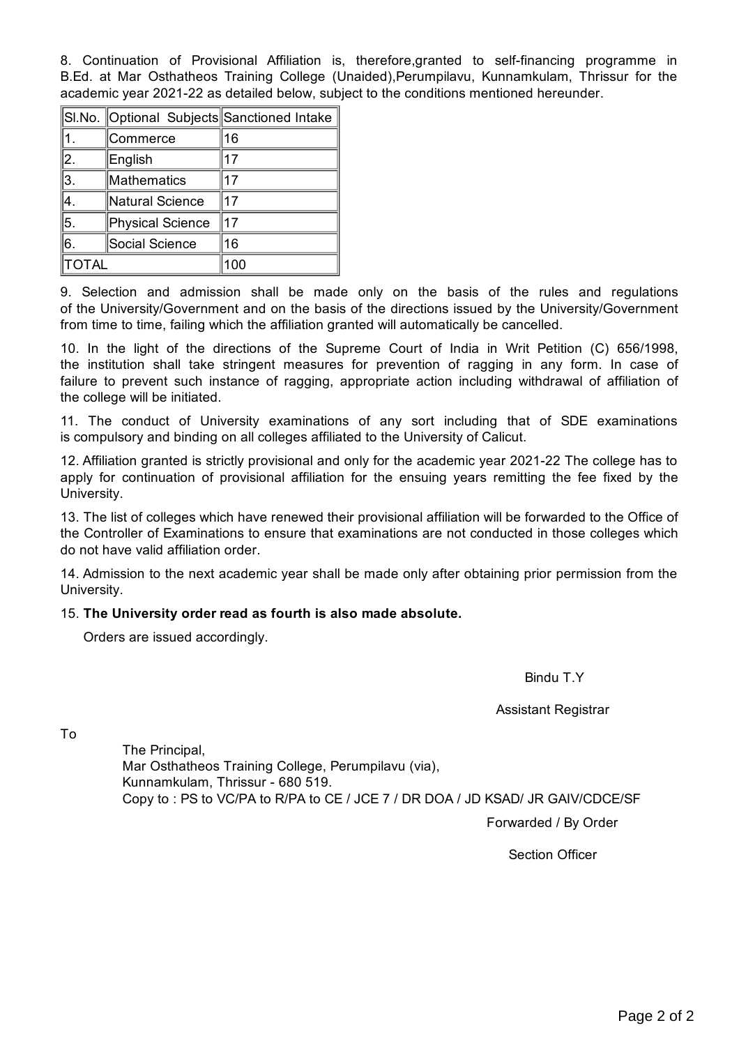8. Continuation of Provisional Affiliation is, therefore,granted to self-financing programme in B.Ed. at Mar Osthatheos Training College (Unaided),Perumpilavu, Kunnamkulam, Thrissur for the academic year 2021-22 as detailed below, subject to the conditions mentioned hereunder.

| Sl.No. | Optional Subjects | Sanctioned Intake |
|---|---|---|
| 1. | Commerce | 16 |
| 2. | English | 17 |
| 3. | Mathematics | 17 |
| 4. | Natural Science | 17 |
| 5. | Physical Science | 17 |
| 6. | Social Science | 16 |
| TOTAL | | 100 |

9. Selection and admission shall be made only on the basis of the rules and regulations of the University/Government and on the basis of the directions issued by the University/Government from time to time, failing which the affiliation granted will automatically be cancelled.

10. In the light of the directions of the Supreme Court of India in Writ Petition (C) 656/1998, the institution shall take stringent measures for prevention of ragging in any form. In case of failure to prevent such instance of ragging, appropriate action including withdrawal of affiliation of the college will be initiated.

11. The conduct of University examinations of any sort including that of SDE examinations is compulsory and binding on all colleges affiliated to the University of Calicut.

12. Affiliation granted is strictly provisional and only for the academic year 2021-22 The college has to apply for continuation of provisional affiliation for the ensuing years remitting the fee fixed by the University.

13. The list of colleges which have renewed their provisional affiliation will be forwarded to the Office of the Controller of Examinations to ensure that examinations are not conducted in those colleges which do not have valid affiliation order.

14. Admission to the next academic year shall be made only after obtaining prior permission from the University.

15. **The University order read as fourth is also made absolute.**

Orders are issued accordingly.

Bindu T.Y

Assistant Registrar

To

The Principal,
Mar Osthatheos Training College, Perumpilavu (via),
Kunnamkulam, Thrissur - 680 519.
Copy to : PS to VC/PA to R/PA to CE / JCE 7 / DR DOA / JD KSAD/ JR GAIV/CDCE/SF

Forwarded / By Order

Section Officer